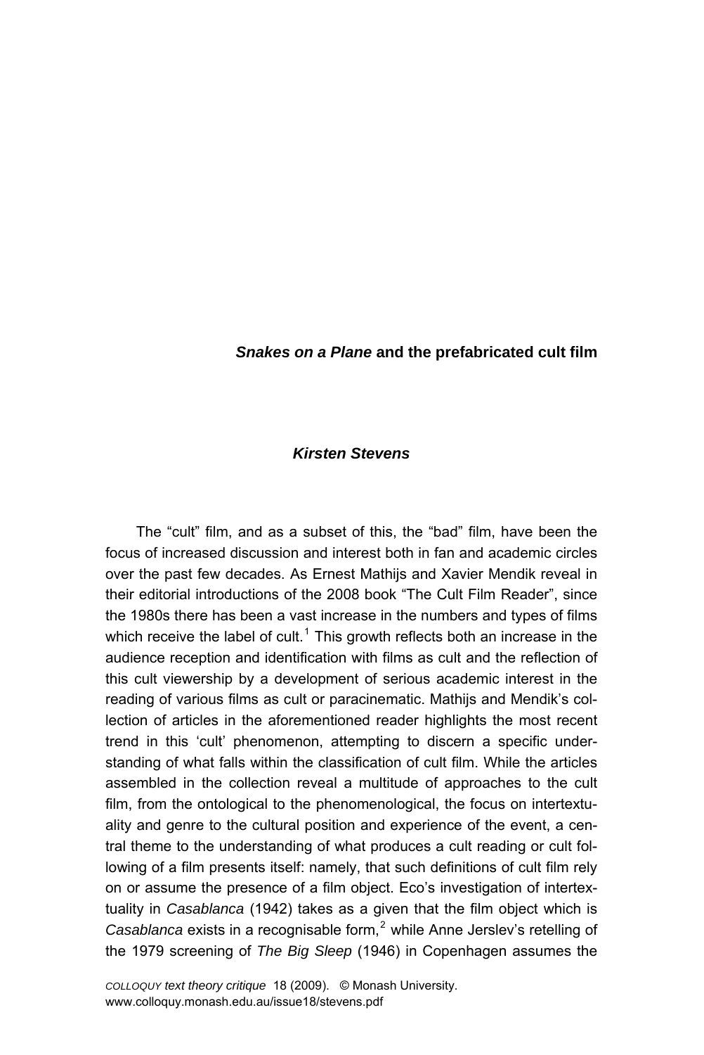# ***Snakes on a Plane* and the prefabricated cult film**

***Kirsten Stevens***

The "cult" film, and as a subset of this, the "bad" film, have been the focus of increased discussion and interest both in fan and academic circles over the past few decades. As Ernest Mathijs and Xavier Mendik reveal in their editorial introductions of the 2008 book "The Cult Film Reader", since the 1980s there has been a vast increase in the numbers and types of films which receive the label of cult.[1] This growth reflects both an increase in the audience reception and identification with films as cult and the reflection of this cult viewership by a development of serious academic interest in the reading of various films as cult or paracinematic. Mathijs and Mendik's collection of articles in the aforementioned reader highlights the most recent trend in this 'cult' phenomenon, attempting to discern a specific understanding of what falls within the classification of cult film. While the articles assembled in the collection reveal a multitude of approaches to the cult film, from the ontological to the phenomenological, the focus on intertextuality and genre to the cultural position and experience of the event, a central theme to the understanding of what produces a cult reading or cult following of a film presents itself: namely, that such definitions of cult film rely on or assume the presence of a film object. Eco's investigation of intertextuality in *Casablanca* (1942) takes as a given that the film object which is *Casablanca* exists in a recognisable form,[2] while Anne Jerslev's retelling of the 1979 screening of *The Big Sleep* (1946) in Copenhagen assumes the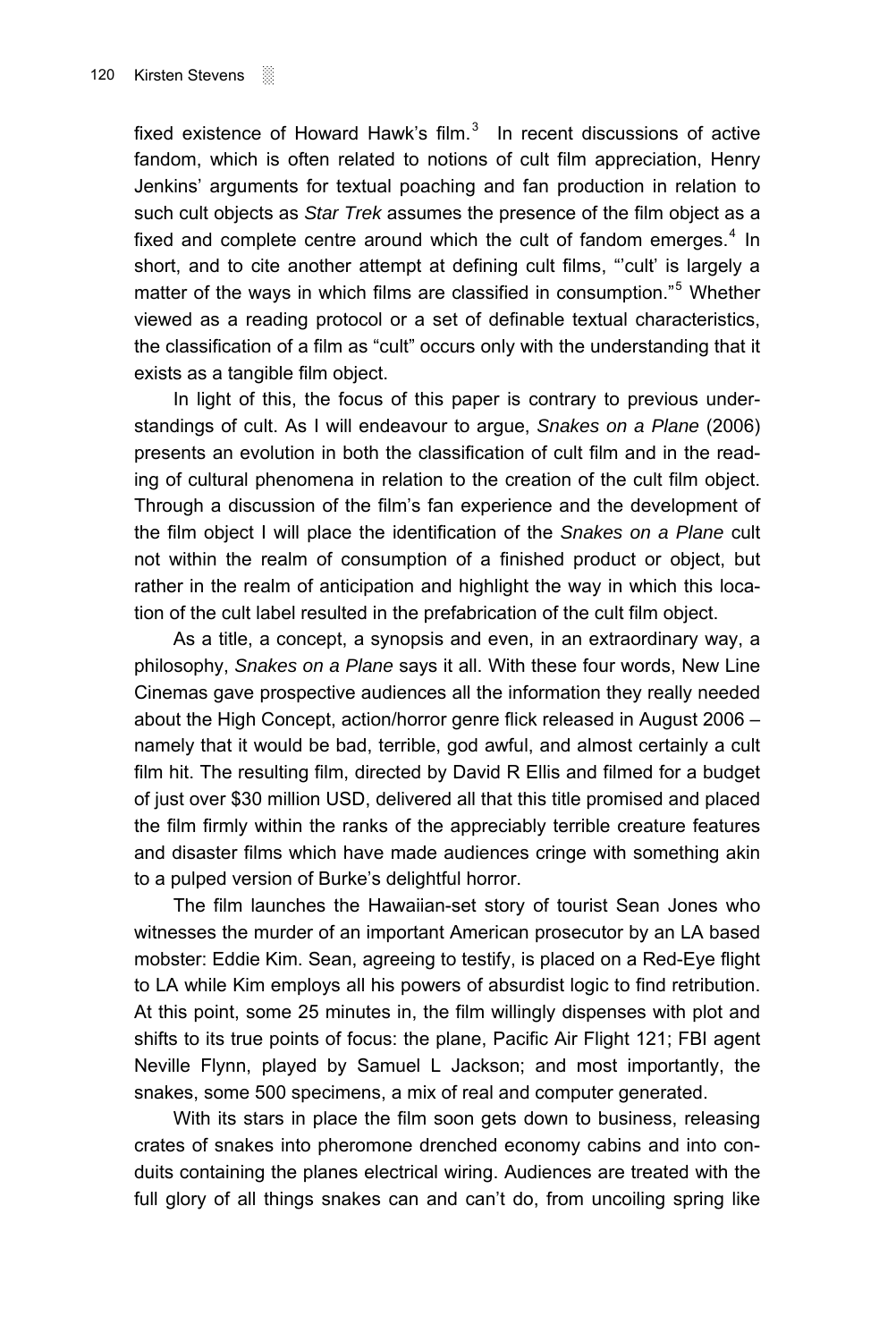fixed existence of Howard Hawk's film.[3] In recent discussions of active fandom, which is often related to notions of cult film appreciation, Henry Jenkins' arguments for textual poaching and fan production in relation to such cult objects as *Star Trek* assumes the presence of the film object as a fixed and complete centre around which the cult of fandom emerges.[4] In short, and to cite another attempt at defining cult films, "'cult' is largely a matter of the ways in which films are classified in consumption."[5] Whether viewed as a reading protocol or a set of definable textual characteristics, the classification of a film as "cult" occurs only with the understanding that it exists as a tangible film object.

In light of this, the focus of this paper is contrary to previous understandings of cult. As I will endeavour to argue, *Snakes on a Plane* (2006) presents an evolution in both the classification of cult film and in the reading of cultural phenomena in relation to the creation of the cult film object. Through a discussion of the film's fan experience and the development of the film object I will place the identification of the *Snakes on a Plane* cult not within the realm of consumption of a finished product or object, but rather in the realm of anticipation and highlight the way in which this location of the cult label resulted in the prefabrication of the cult film object.

As a title, a concept, a synopsis and even, in an extraordinary way, a philosophy, *Snakes on a Plane* says it all. With these four words, New Line Cinemas gave prospective audiences all the information they really needed about the High Concept, action/horror genre flick released in August 2006 – namely that it would be bad, terrible, god awful, and almost certainly a cult film hit. The resulting film, directed by David R Ellis and filmed for a budget of just over $30 million USD, delivered all that this title promised and placed the film firmly within the ranks of the appreciably terrible creature features and disaster films which have made audiences cringe with something akin to a pulped version of Burke's delightful horror.

The film launches the Hawaiian-set story of tourist Sean Jones who witnesses the murder of an important American prosecutor by an LA based mobster: Eddie Kim. Sean, agreeing to testify, is placed on a Red-Eye flight to LA while Kim employs all his powers of absurdist logic to find retribution. At this point, some 25 minutes in, the film willingly dispenses with plot and shifts to its true points of focus: the plane, Pacific Air Flight 121; FBI agent Neville Flynn, played by Samuel L Jackson; and most importantly, the snakes, some 500 specimens, a mix of real and computer generated.

With its stars in place the film soon gets down to business, releasing crates of snakes into pheromone drenched economy cabins and into conduits containing the planes electrical wiring. Audiences are treated with the full glory of all things snakes can and can't do, from uncoiling spring like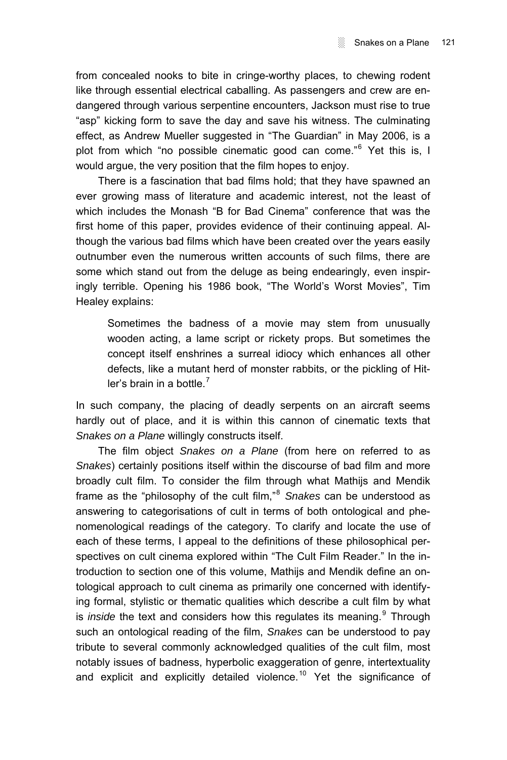from concealed nooks to bite in cringe-worthy places, to chewing rodent like through essential electrical caballing. As passengers and crew are endangered through various serpentine encounters, Jackson must rise to true "asp" kicking form to save the day and save his witness. The culminating effect, as Andrew Mueller suggested in "The Guardian" in May 2006, is a plot from which "no possible cinematic good can come."[6] Yet this is, I would argue, the very position that the film hopes to enjoy.

There is a fascination that bad films hold; that they have spawned an ever growing mass of literature and academic interest, not the least of which includes the Monash "B for Bad Cinema" conference that was the first home of this paper, provides evidence of their continuing appeal. Although the various bad films which have been created over the years easily outnumber even the numerous written accounts of such films, there are some which stand out from the deluge as being endearingly, even inspiringly terrible. Opening his 1986 book, "The World's Worst Movies", Tim Healey explains:

> Sometimes the badness of a movie may stem from unusually wooden acting, a lame script or rickety props. But sometimes the concept itself enshrines a surreal idiocy which enhances all other defects, like a mutant herd of monster rabbits, or the pickling of Hitler's brain in a bottle.[7]

In such company, the placing of deadly serpents on an aircraft seems hardly out of place, and it is within this cannon of cinematic texts that *Snakes on a Plane* willingly constructs itself.

The film object *Snakes on a Plane* (from here on referred to as *Snakes*) certainly positions itself within the discourse of bad film and more broadly cult film. To consider the film through what Mathijs and Mendik frame as the "philosophy of the cult film,"[8] *Snakes* can be understood as answering to categorisations of cult in terms of both ontological and phenomenological readings of the category. To clarify and locate the use of each of these terms, I appeal to the definitions of these philosophical perspectives on cult cinema explored within "The Cult Film Reader." In the introduction to section one of this volume, Mathijs and Mendik define an ontological approach to cult cinema as primarily one concerned with identifying formal, stylistic or thematic qualities which describe a cult film by what is *inside* the text and considers how this regulates its meaning.[9] Through such an ontological reading of the film, *Snakes* can be understood to pay tribute to several commonly acknowledged qualities of the cult film, most notably issues of badness, hyperbolic exaggeration of genre, intertextuality and explicit and explicitly detailed violence.[10] Yet the significance of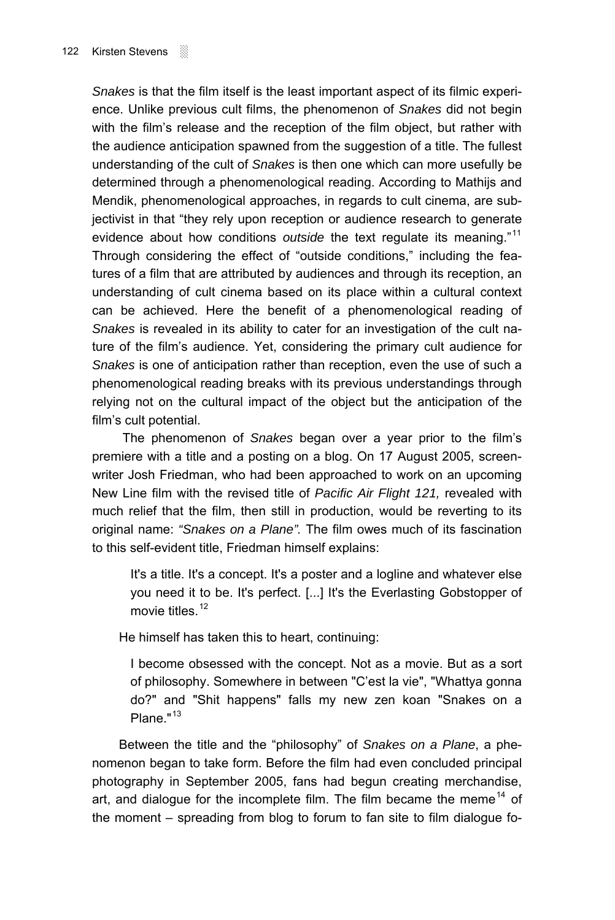*Snakes* is that the film itself is the least important aspect of its filmic experience. Unlike previous cult films, the phenomenon of *Snakes* did not begin with the film's release and the reception of the film object, but rather with the audience anticipation spawned from the suggestion of a title. The fullest understanding of the cult of *Snakes* is then one which can more usefully be determined through a phenomenological reading. According to Mathijs and Mendik, phenomenological approaches, in regards to cult cinema, are subjectivist in that "they rely upon reception or audience research to generate evidence about how conditions *outside* the text regulate its meaning."[11] Through considering the effect of "outside conditions," including the features of a film that are attributed by audiences and through its reception, an understanding of cult cinema based on its place within a cultural context can be achieved. Here the benefit of a phenomenological reading of *Snakes* is revealed in its ability to cater for an investigation of the cult nature of the film's audience. Yet, considering the primary cult audience for *Snakes* is one of anticipation rather than reception, even the use of such a phenomenological reading breaks with its previous understandings through relying not on the cultural impact of the object but the anticipation of the film's cult potential.

The phenomenon of *Snakes* began over a year prior to the film's premiere with a title and a posting on a blog. On 17 August 2005, screenwriter Josh Friedman, who had been approached to work on an upcoming New Line film with the revised title of *Pacific Air Flight 121,* revealed with much relief that the film, then still in production, would be reverting to its original name: *"Snakes on a Plane".* The film owes much of its fascination to this self-evident title, Friedman himself explains:

> It's a title. It's a concept. It's a poster and a logline and whatever else you need it to be. It's perfect. [...] It's the Everlasting Gobstopper of movie titles.[12]

He himself has taken this to heart, continuing:

> I become obsessed with the concept. Not as a movie. But as a sort of philosophy. Somewhere in between "C'est la vie", "Whattya gonna do?" and "Shit happens" falls my new zen koan "Snakes on a Plane."[13]

Between the title and the "philosophy" of *Snakes on a Plane*, a phenomenon began to take form. Before the film had even concluded principal photography in September 2005, fans had begun creating merchandise, art, and dialogue for the incomplete film. The film became the meme[14] of the moment – spreading from blog to forum to fan site to film dialogue fo-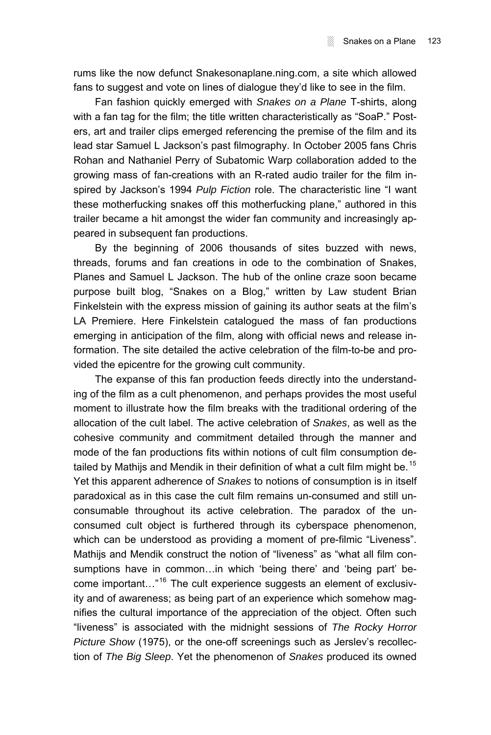rums like the now defunct Snakesonaplane.ning.com, a site which allowed fans to suggest and vote on lines of dialogue they'd like to see in the film.

Fan fashion quickly emerged with *Snakes on a Plane* T-shirts, along with a fan tag for the film; the title written characteristically as "SoaP." Posters, art and trailer clips emerged referencing the premise of the film and its lead star Samuel L Jackson's past filmography. In October 2005 fans Chris Rohan and Nathaniel Perry of Subatomic Warp collaboration added to the growing mass of fan-creations with an R-rated audio trailer for the film inspired by Jackson's 1994 *Pulp Fiction* role. The characteristic line "I want these motherfucking snakes off this motherfucking plane," authored in this trailer became a hit amongst the wider fan community and increasingly appeared in subsequent fan productions.

By the beginning of 2006 thousands of sites buzzed with news, threads, forums and fan creations in ode to the combination of Snakes, Planes and Samuel L Jackson. The hub of the online craze soon became purpose built blog, "Snakes on a Blog," written by Law student Brian Finkelstein with the express mission of gaining its author seats at the film's LA Premiere. Here Finkelstein catalogued the mass of fan productions emerging in anticipation of the film, along with official news and release information. The site detailed the active celebration of the film-to-be and provided the epicentre for the growing cult community.

The expanse of this fan production feeds directly into the understanding of the film as a cult phenomenon, and perhaps provides the most useful moment to illustrate how the film breaks with the traditional ordering of the allocation of the cult label. The active celebration of *Snakes*, as well as the cohesive community and commitment detailed through the manner and mode of the fan productions fits within notions of cult film consumption detailed by Mathijs and Mendik in their definition of what a cult film might be.[15] Yet this apparent adherence of *Snakes* to notions of consumption is in itself paradoxical as in this case the cult film remains un-consumed and still unconsumable throughout its active celebration. The paradox of the unconsumed cult object is furthered through its cyberspace phenomenon, which can be understood as providing a moment of pre-filmic "Liveness". Mathijs and Mendik construct the notion of "liveness" as "what all film consumptions have in common…in which 'being there' and 'being part' become important…"[16] The cult experience suggests an element of exclusivity and of awareness; as being part of an experience which somehow magnifies the cultural importance of the appreciation of the object. Often such "liveness" is associated with the midnight sessions of *The Rocky Horror Picture Show* (1975), or the one-off screenings such as Jerslev's recollection of *The Big Sleep*. Yet the phenomenon of *Snakes* produced its owned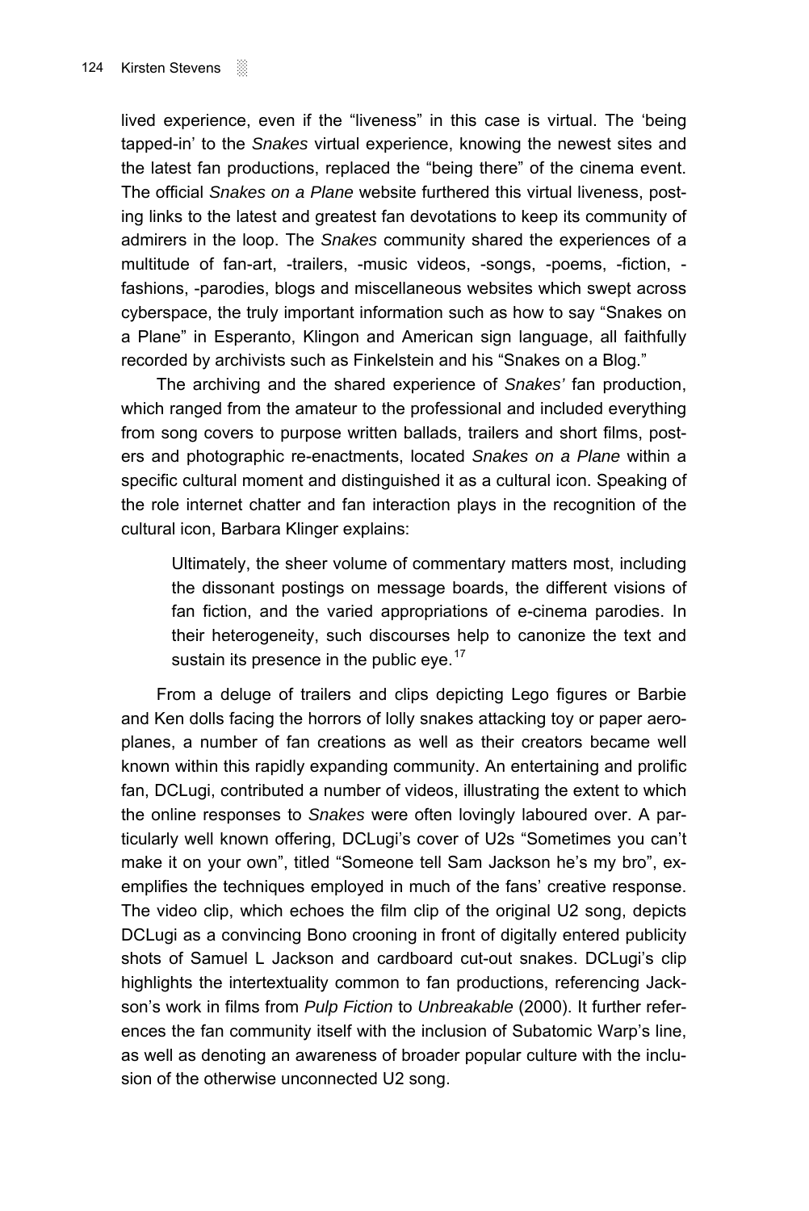lived experience, even if the "liveness" in this case is virtual. The 'being tapped-in' to the *Snakes* virtual experience, knowing the newest sites and the latest fan productions, replaced the "being there" of the cinema event. The official *Snakes on a Plane* website furthered this virtual liveness, posting links to the latest and greatest fan devotations to keep its community of admirers in the loop. The *Snakes* community shared the experiences of a multitude of fan-art, -trailers, -music videos, -songs, -poems, -fiction, -fashions, -parodies, blogs and miscellaneous websites which swept across cyberspace, the truly important information such as how to say "Snakes on a Plane" in Esperanto, Klingon and American sign language, all faithfully recorded by archivists such as Finkelstein and his "Snakes on a Blog."

The archiving and the shared experience of *Snakes'* fan production, which ranged from the amateur to the professional and included everything from song covers to purpose written ballads, trailers and short films, posters and photographic re-enactments, located *Snakes on a Plane* within a specific cultural moment and distinguished it as a cultural icon. Speaking of the role internet chatter and fan interaction plays in the recognition of the cultural icon, Barbara Klinger explains:

> Ultimately, the sheer volume of commentary matters most, including the dissonant postings on message boards, the different visions of fan fiction, and the varied appropriations of e-cinema parodies. In their heterogeneity, such discourses help to canonize the text and sustain its presence in the public eye.[17]

From a deluge of trailers and clips depicting Lego figures or Barbie and Ken dolls facing the horrors of lolly snakes attacking toy or paper aeroplanes, a number of fan creations as well as their creators became well known within this rapidly expanding community. An entertaining and prolific fan, DCLugi, contributed a number of videos, illustrating the extent to which the online responses to *Snakes* were often lovingly laboured over. A particularly well known offering, DCLugi's cover of U2s "Sometimes you can't make it on your own", titled "Someone tell Sam Jackson he's my bro", exemplifies the techniques employed in much of the fans' creative response. The video clip, which echoes the film clip of the original U2 song, depicts DCLugi as a convincing Bono crooning in front of digitally entered publicity shots of Samuel L Jackson and cardboard cut-out snakes. DCLugi's clip highlights the intertextuality common to fan productions, referencing Jackson's work in films from *Pulp Fiction* to *Unbreakable* (2000). It further references the fan community itself with the inclusion of Subatomic Warp's line, as well as denoting an awareness of broader popular culture with the inclusion of the otherwise unconnected U2 song.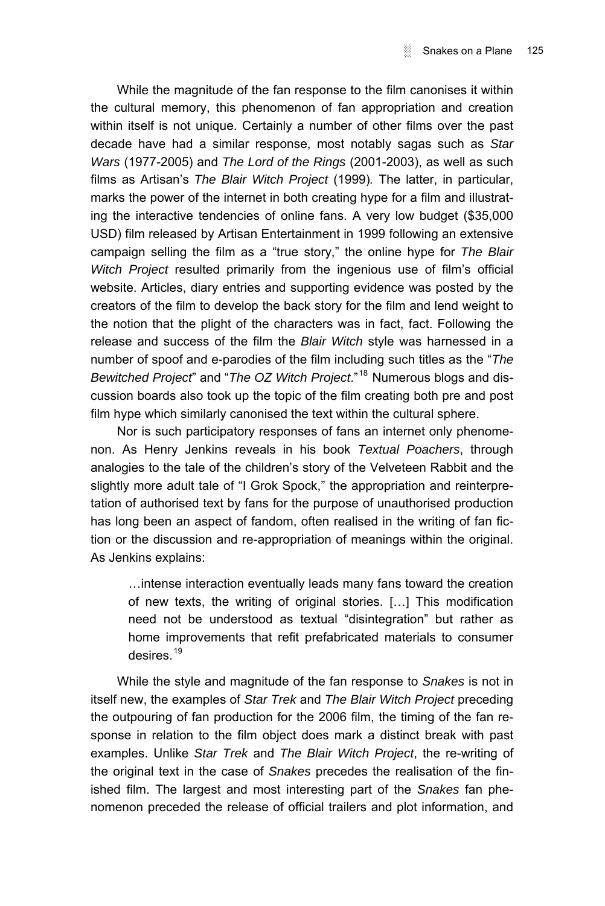While the magnitude of the fan response to the film canonises it within the cultural memory, this phenomenon of fan appropriation and creation within itself is not unique. Certainly a number of other films over the past decade have had a similar response, most notably sagas such as *Star Wars* (1977-2005) and *The Lord of the Rings* (2001-2003), as well as such films as Artisan's *The Blair Witch Project* (1999). The latter, in particular, marks the power of the internet in both creating hype for a film and illustrating the interactive tendencies of online fans. A very low budget ($35,000 USD) film released by Artisan Entertainment in 1999 following an extensive campaign selling the film as a "true story," the online hype for *The Blair Witch Project* resulted primarily from the ingenious use of film's official website. Articles, diary entries and supporting evidence was posted by the creators of the film to develop the back story for the film and lend weight to the notion that the plight of the characters was in fact, fact. Following the release and success of the film the *Blair Witch* style was harnessed in a number of spoof and e-parodies of the film including such titles as the "*The Bewitched Project*" and "*The OZ Witch Project*."[18] Numerous blogs and discussion boards also took up the topic of the film creating both pre and post film hype which similarly canonised the text within the cultural sphere.

Nor is such participatory responses of fans an internet only phenomenon. As Henry Jenkins reveals in his book *Textual Poachers*, through analogies to the tale of the children's story of the Velveteen Rabbit and the slightly more adult tale of "I Grok Spock," the appropriation and reinterpretation of authorised text by fans for the purpose of unauthorised production has long been an aspect of fandom, often realised in the writing of fan fiction or the discussion and re-appropriation of meanings within the original. As Jenkins explains:

> …intense interaction eventually leads many fans toward the creation of new texts, the writing of original stories. […] This modification need not be understood as textual "disintegration" but rather as home improvements that refit prefabricated materials to consumer desires.[19]

While the style and magnitude of the fan response to *Snakes* is not in itself new, the examples of *Star Trek* and *The Blair Witch Project* preceding the outpouring of fan production for the 2006 film, the timing of the fan response in relation to the film object does mark a distinct break with past examples. Unlike *Star Trek* and *The Blair Witch Project*, the re-writing of the original text in the case of *Snakes* precedes the realisation of the finished film. The largest and most interesting part of the *Snakes* fan phenomenon preceded the release of official trailers and plot information, and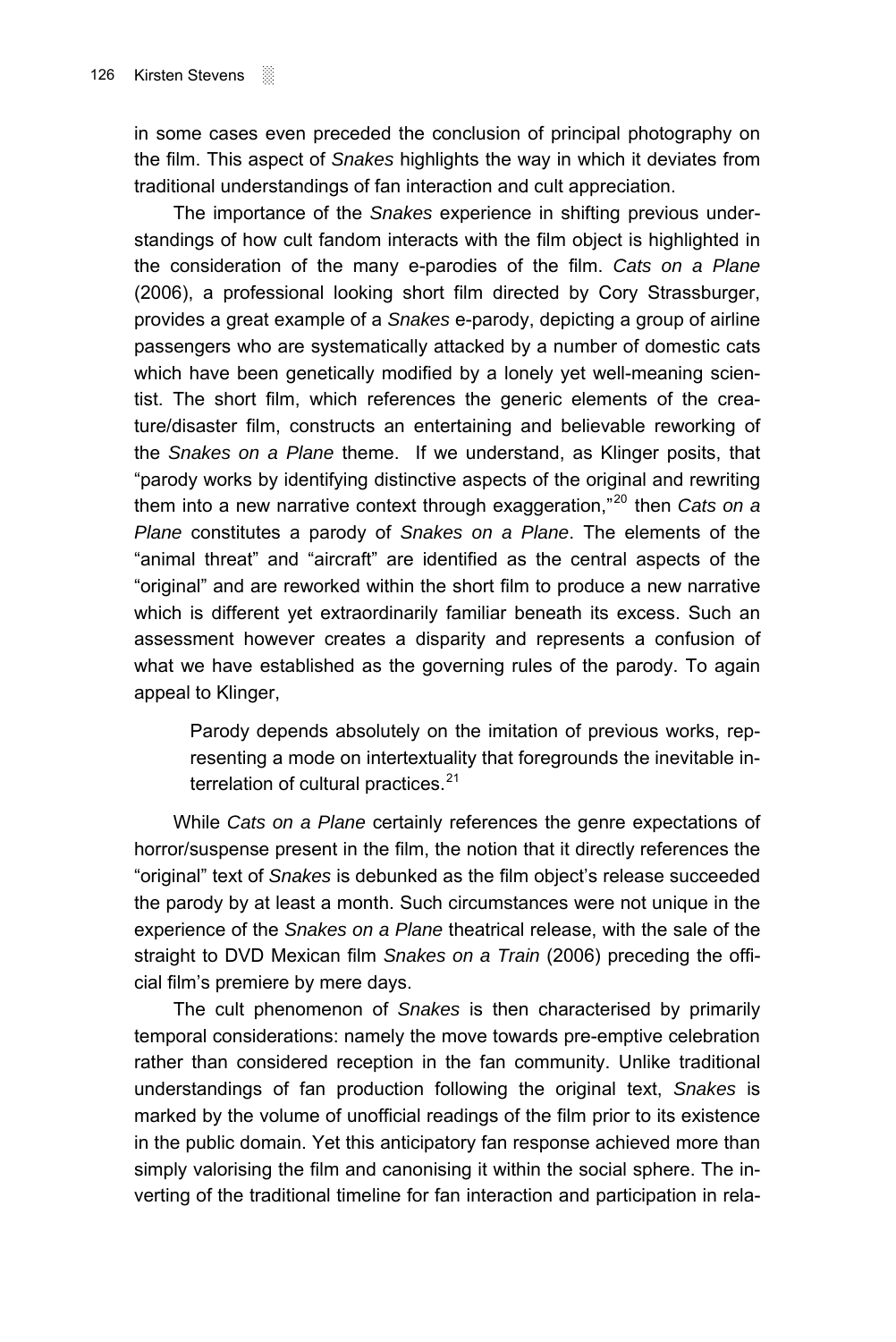in some cases even preceded the conclusion of principal photography on the film. This aspect of *Snakes* highlights the way in which it deviates from traditional understandings of fan interaction and cult appreciation.

The importance of the *Snakes* experience in shifting previous understandings of how cult fandom interacts with the film object is highlighted in the consideration of the many e-parodies of the film. *Cats on a Plane* (2006), a professional looking short film directed by Cory Strassburger, provides a great example of a *Snakes* e-parody, depicting a group of airline passengers who are systematically attacked by a number of domestic cats which have been genetically modified by a lonely yet well-meaning scientist. The short film, which references the generic elements of the creature/disaster film, constructs an entertaining and believable reworking of the *Snakes on a Plane* theme. If we understand, as Klinger posits, that "parody works by identifying distinctive aspects of the original and rewriting them into a new narrative context through exaggeration,"[20] then *Cats on a Plane* constitutes a parody of *Snakes on a Plane*. The elements of the "animal threat" and "aircraft" are identified as the central aspects of the "original" and are reworked within the short film to produce a new narrative which is different yet extraordinarily familiar beneath its excess. Such an assessment however creates a disparity and represents a confusion of what we have established as the governing rules of the parody. To again appeal to Klinger,

> Parody depends absolutely on the imitation of previous works, representing a mode on intertextuality that foregrounds the inevitable interrelation of cultural practices.[21]

While *Cats on a Plane* certainly references the genre expectations of horror/suspense present in the film, the notion that it directly references the "original" text of *Snakes* is debunked as the film object's release succeeded the parody by at least a month. Such circumstances were not unique in the experience of the *Snakes on a Plane* theatrical release, with the sale of the straight to DVD Mexican film *Snakes on a Train* (2006) preceding the official film's premiere by mere days.

The cult phenomenon of *Snakes* is then characterised by primarily temporal considerations: namely the move towards pre-emptive celebration rather than considered reception in the fan community. Unlike traditional understandings of fan production following the original text, *Snakes* is marked by the volume of unofficial readings of the film prior to its existence in the public domain. Yet this anticipatory fan response achieved more than simply valorising the film and canonising it within the social sphere. The inverting of the traditional timeline for fan interaction and participation in rela-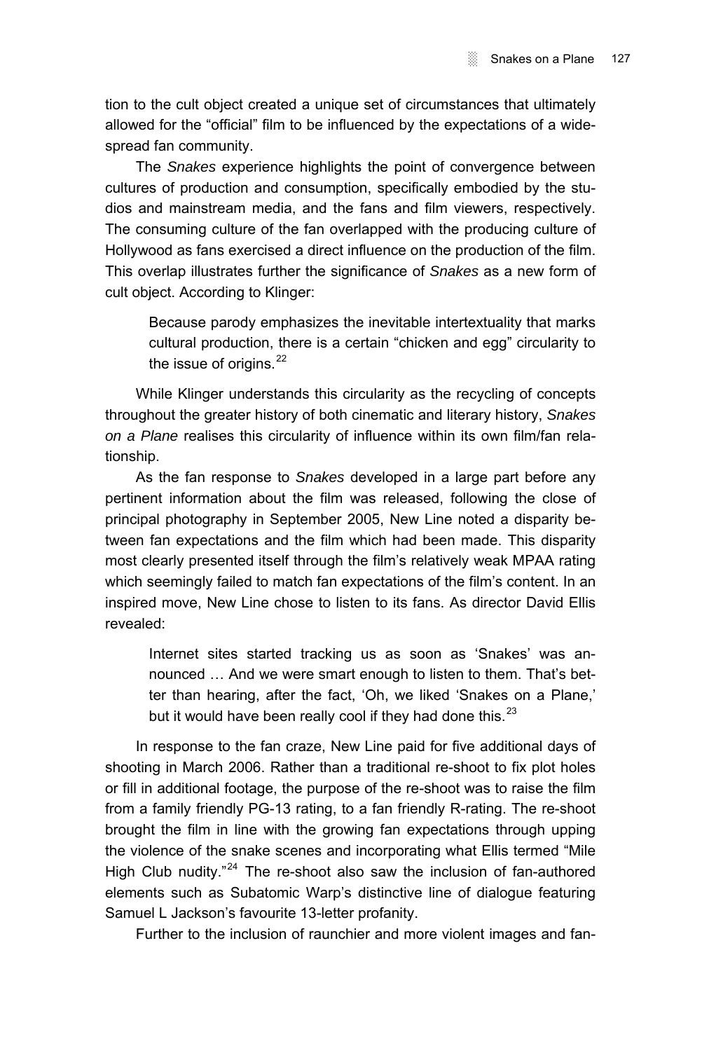tion to the cult object created a unique set of circumstances that ultimately allowed for the "official" film to be influenced by the expectations of a widespread fan community.

The *Snakes* experience highlights the point of convergence between cultures of production and consumption, specifically embodied by the studios and mainstream media, and the fans and film viewers, respectively. The consuming culture of the fan overlapped with the producing culture of Hollywood as fans exercised a direct influence on the production of the film. This overlap illustrates further the significance of *Snakes* as a new form of cult object. According to Klinger:

> Because parody emphasizes the inevitable intertextuality that marks cultural production, there is a certain "chicken and egg" circularity to the issue of origins.[22]

While Klinger understands this circularity as the recycling of concepts throughout the greater history of both cinematic and literary history, *Snakes on a Plane* realises this circularity of influence within its own film/fan relationship.

As the fan response to *Snakes* developed in a large part before any pertinent information about the film was released, following the close of principal photography in September 2005, New Line noted a disparity between fan expectations and the film which had been made. This disparity most clearly presented itself through the film's relatively weak MPAA rating which seemingly failed to match fan expectations of the film's content. In an inspired move, New Line chose to listen to its fans. As director David Ellis revealed:

> Internet sites started tracking us as soon as 'Snakes' was announced … And we were smart enough to listen to them. That's better than hearing, after the fact, 'Oh, we liked 'Snakes on a Plane,' but it would have been really cool if they had done this.[23]

In response to the fan craze, New Line paid for five additional days of shooting in March 2006. Rather than a traditional re-shoot to fix plot holes or fill in additional footage, the purpose of the re-shoot was to raise the film from a family friendly PG-13 rating, to a fan friendly R-rating. The re-shoot brought the film in line with the growing fan expectations through upping the violence of the snake scenes and incorporating what Ellis termed "Mile High Club nudity."[24] The re-shoot also saw the inclusion of fan-authored elements such as Subatomic Warp's distinctive line of dialogue featuring Samuel L Jackson's favourite 13-letter profanity.

Further to the inclusion of raunchier and more violent images and fan-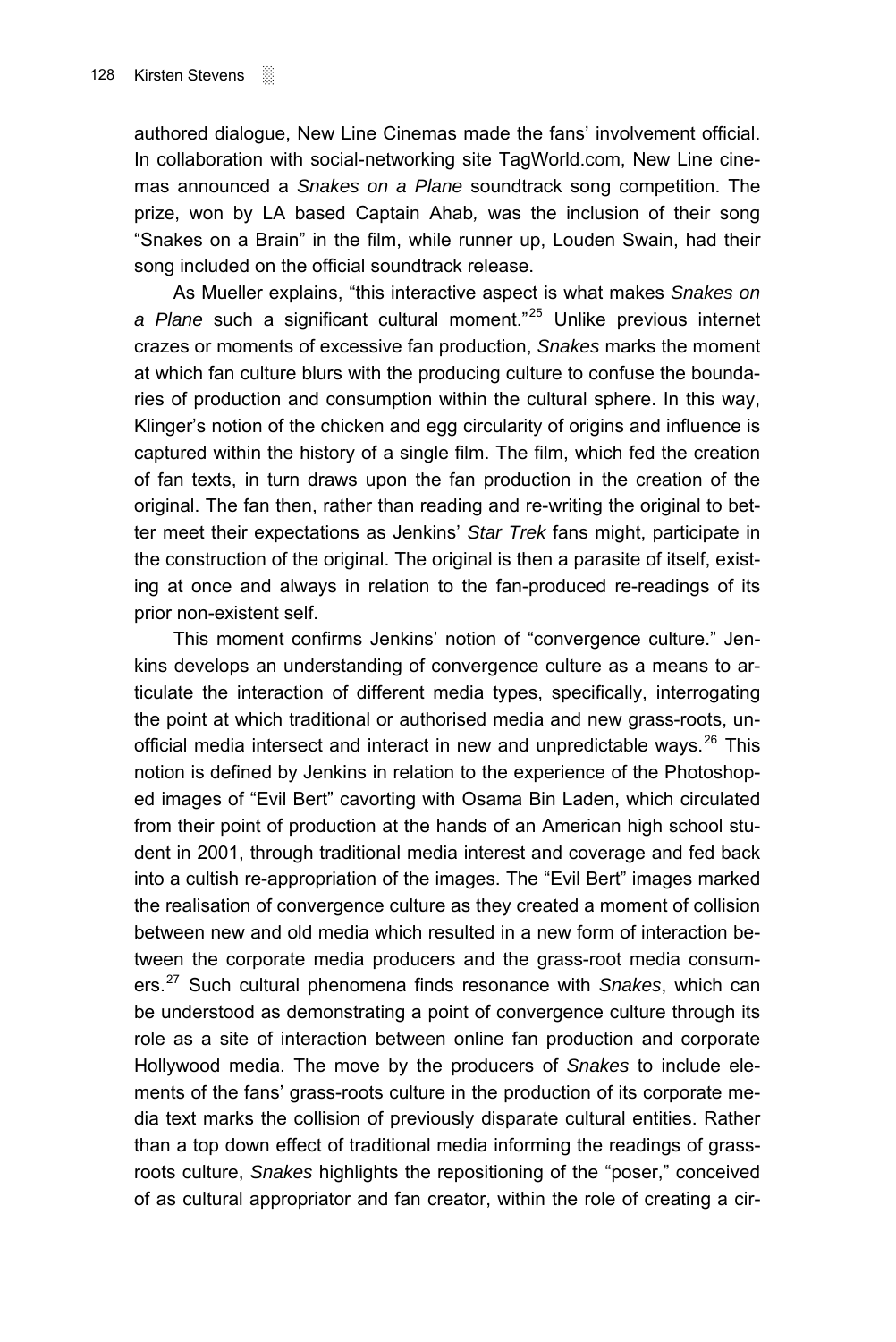authored dialogue, New Line Cinemas made the fans' involvement official. In collaboration with social-networking site TagWorld.com, New Line cinemas announced a *Snakes on a Plane* soundtrack song competition. The prize, won by LA based Captain Ahab*,* was the inclusion of their song "Snakes on a Brain" in the film, while runner up, Louden Swain, had their song included on the official soundtrack release.

As Mueller explains, "this interactive aspect is what makes *Snakes on a Plane* such a significant cultural moment."[25] Unlike previous internet crazes or moments of excessive fan production, *Snakes* marks the moment at which fan culture blurs with the producing culture to confuse the boundaries of production and consumption within the cultural sphere. In this way, Klinger's notion of the chicken and egg circularity of origins and influence is captured within the history of a single film. The film, which fed the creation of fan texts, in turn draws upon the fan production in the creation of the original. The fan then, rather than reading and re-writing the original to better meet their expectations as Jenkins' *Star Trek* fans might, participate in the construction of the original. The original is then a parasite of itself, existing at once and always in relation to the fan-produced re-readings of its prior non-existent self.

This moment confirms Jenkins' notion of "convergence culture." Jenkins develops an understanding of convergence culture as a means to articulate the interaction of different media types, specifically, interrogating the point at which traditional or authorised media and new grass-roots, unofficial media intersect and interact in new and unpredictable ways.[26] This notion is defined by Jenkins in relation to the experience of the Photoshopped images of "Evil Bert" cavorting with Osama Bin Laden, which circulated from their point of production at the hands of an American high school student in 2001, through traditional media interest and coverage and fed back into a cultish re-appropriation of the images. The "Evil Bert" images marked the realisation of convergence culture as they created a moment of collision between new and old media which resulted in a new form of interaction between the corporate media producers and the grass-root media consumers.[27] Such cultural phenomena finds resonance with *Snakes*, which can be understood as demonstrating a point of convergence culture through its role as a site of interaction between online fan production and corporate Hollywood media. The move by the producers of *Snakes* to include elements of the fans' grass-roots culture in the production of its corporate media text marks the collision of previously disparate cultural entities. Rather than a top down effect of traditional media informing the readings of grass-roots culture, *Snakes* highlights the repositioning of the "poser," conceived of as cultural appropriator and fan creator, within the role of creating a cir-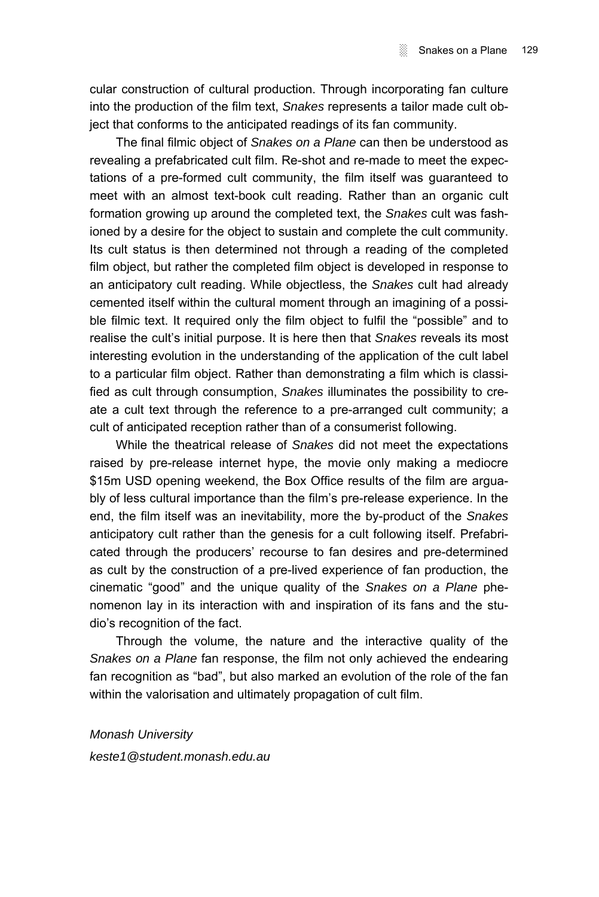cular construction of cultural production. Through incorporating fan culture into the production of the film text, *Snakes* represents a tailor made cult object that conforms to the anticipated readings of its fan community.

The final filmic object of *Snakes on a Plane* can then be understood as revealing a prefabricated cult film. Re-shot and re-made to meet the expectations of a pre-formed cult community, the film itself was guaranteed to meet with an almost text-book cult reading. Rather than an organic cult formation growing up around the completed text, the *Snakes* cult was fashioned by a desire for the object to sustain and complete the cult community. Its cult status is then determined not through a reading of the completed film object, but rather the completed film object is developed in response to an anticipatory cult reading. While objectless, the *Snakes* cult had already cemented itself within the cultural moment through an imagining of a possible filmic text. It required only the film object to fulfil the "possible" and to realise the cult's initial purpose. It is here then that *Snakes* reveals its most interesting evolution in the understanding of the application of the cult label to a particular film object. Rather than demonstrating a film which is classified as cult through consumption, *Snakes* illuminates the possibility to create a cult text through the reference to a pre-arranged cult community; a cult of anticipated reception rather than of a consumerist following.

While the theatrical release of *Snakes* did not meet the expectations raised by pre-release internet hype, the movie only making a mediocre $15m USD opening weekend, the Box Office results of the film are arguably of less cultural importance than the film's pre-release experience. In the end, the film itself was an inevitability, more the by-product of the *Snakes* anticipatory cult rather than the genesis for a cult following itself. Prefabricated through the producers' recourse to fan desires and pre-determined as cult by the construction of a pre-lived experience of fan production, the cinematic "good" and the unique quality of the *Snakes on a Plane* phenomenon lay in its interaction with and inspiration of its fans and the studio's recognition of the fact.

Through the volume, the nature and the interactive quality of the *Snakes on a Plane* fan response, the film not only achieved the endearing fan recognition as "bad", but also marked an evolution of the role of the fan within the valorisation and ultimately propagation of cult film.

*Monash University*

*keste1@student.monash.edu.au*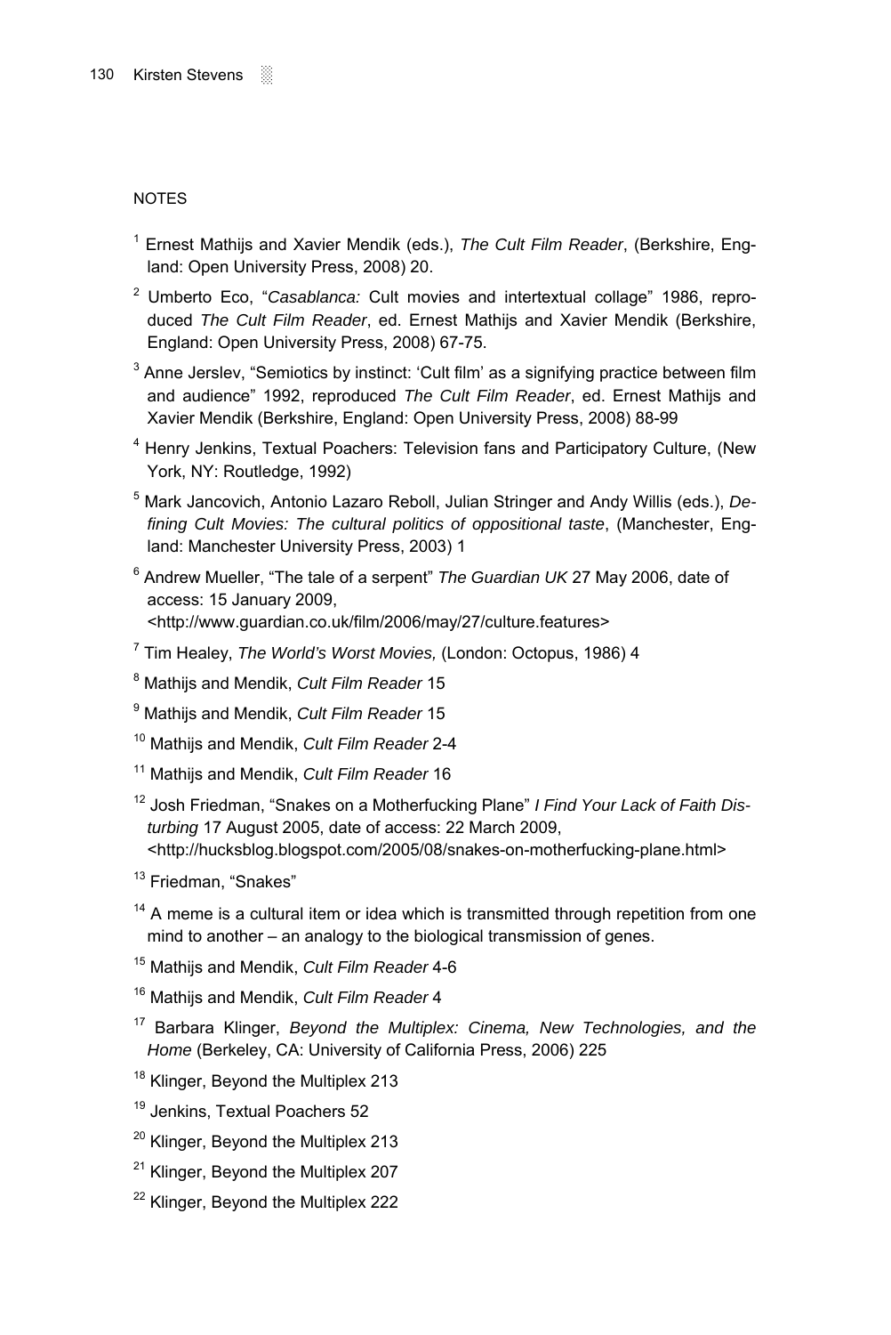NOTES

[1] Ernest Mathijs and Xavier Mendik (eds.), *The Cult Film Reader*, (Berkshire, England: Open University Press, 2008) 20.

[2] Umberto Eco, "*Casablanca:* Cult movies and intertextual collage" 1986, reproduced *The Cult Film Reader*, ed. Ernest Mathijs and Xavier Mendik (Berkshire, England: Open University Press, 2008) 67-75.

[3] Anne Jerslev, "Semiotics by instinct: 'Cult film' as a signifying practice between film and audience" 1992, reproduced *The Cult Film Reader*, ed. Ernest Mathijs and Xavier Mendik (Berkshire, England: Open University Press, 2008) 88-99

[4] Henry Jenkins, Textual Poachers: Television fans and Participatory Culture, (New York, NY: Routledge, 1992)

[5] Mark Jancovich, Antonio Lazaro Reboll, Julian Stringer and Andy Willis (eds.), *Defining Cult Movies: The cultural politics of oppositional taste*, (Manchester, England: Manchester University Press, 2003) 1

[6] Andrew Mueller, "The tale of a serpent" *The Guardian UK* 27 May 2006, date of access: 15 January 2009, <http://www.guardian.co.uk/film/2006/may/27/culture.features>

[7] Tim Healey, *The World's Worst Movies,* (London: Octopus, 1986) 4

[8] Mathijs and Mendik, *Cult Film Reader* 15

[9] Mathijs and Mendik, *Cult Film Reader* 15

[10] Mathijs and Mendik, *Cult Film Reader* 2-4

[11] Mathijs and Mendik, *Cult Film Reader* 16

[12] Josh Friedman, "Snakes on a Motherfucking Plane" *I Find Your Lack of Faith Disturbing* 17 August 2005, date of access: 22 March 2009, <http://hucksblog.blogspot.com/2005/08/snakes-on-motherfucking-plane.html>

[13] Friedman, "Snakes"

[14] A meme is a cultural item or idea which is transmitted through repetition from one mind to another – an analogy to the biological transmission of genes.

[15] Mathijs and Mendik, *Cult Film Reader* 4-6

[16] Mathijs and Mendik, *Cult Film Reader* 4

[17] Barbara Klinger, *Beyond the Multiplex: Cinema, New Technologies, and the Home* (Berkeley, CA: University of California Press, 2006) 225

[18] Klinger, Beyond the Multiplex 213

[19] Jenkins, Textual Poachers 52

[20] Klinger, Beyond the Multiplex 213

[21] Klinger, Beyond the Multiplex 207

[22] Klinger, Beyond the Multiplex 222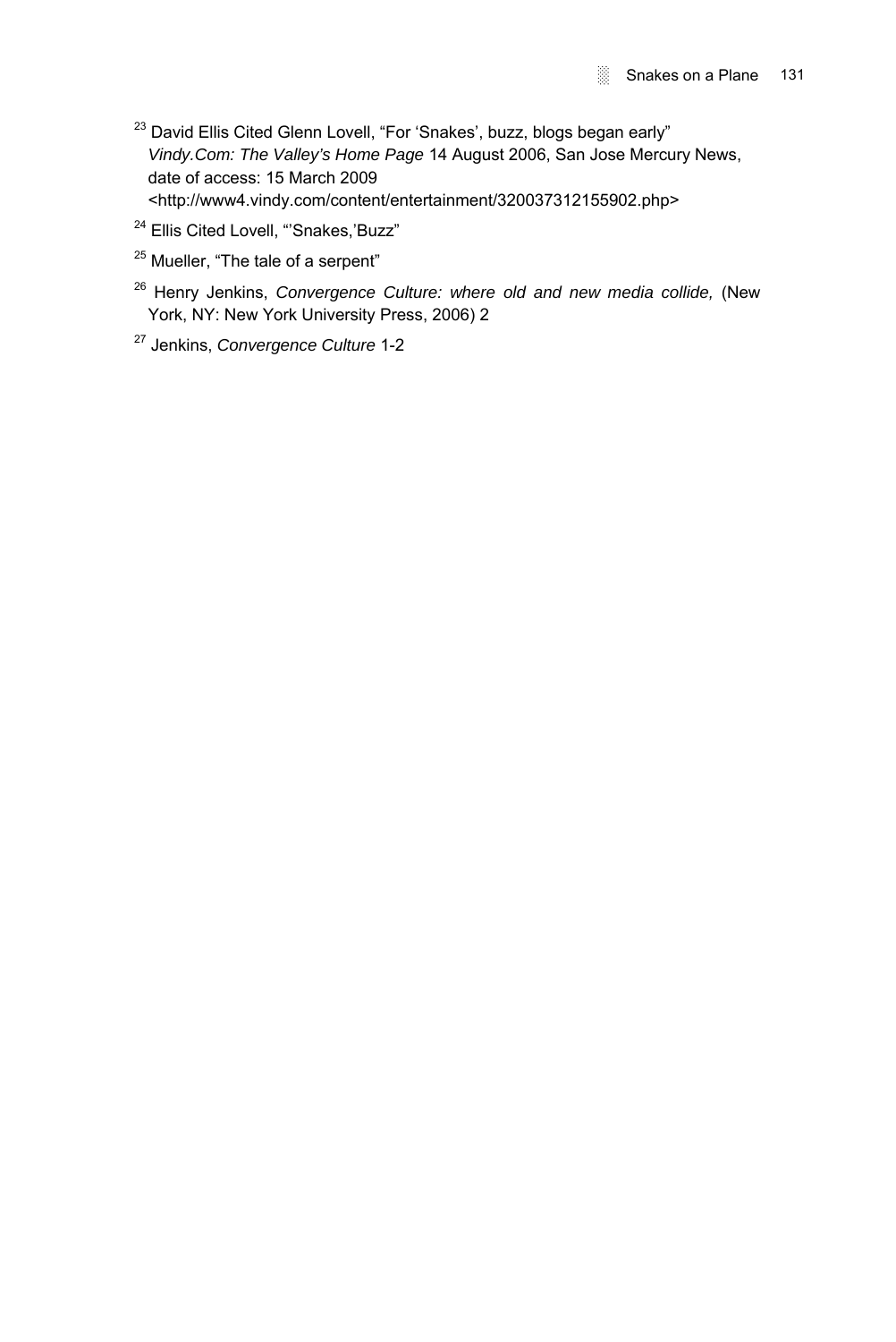[23] David Ellis Cited Glenn Lovell, "For 'Snakes', buzz, blogs began early" *Vindy.Com: The Valley's Home Page* 14 August 2006, San Jose Mercury News, date of access: 15 March 2009 <http://www4.vindy.com/content/entertainment/320037312155902.php>

[24] Ellis Cited Lovell, "'Snakes,'Buzz"

[25] Mueller, "The tale of a serpent"

[26] Henry Jenkins, *Convergence Culture: where old and new media collide,* (New York, NY: New York University Press, 2006) 2

[27] Jenkins, *Convergence Culture* 1-2